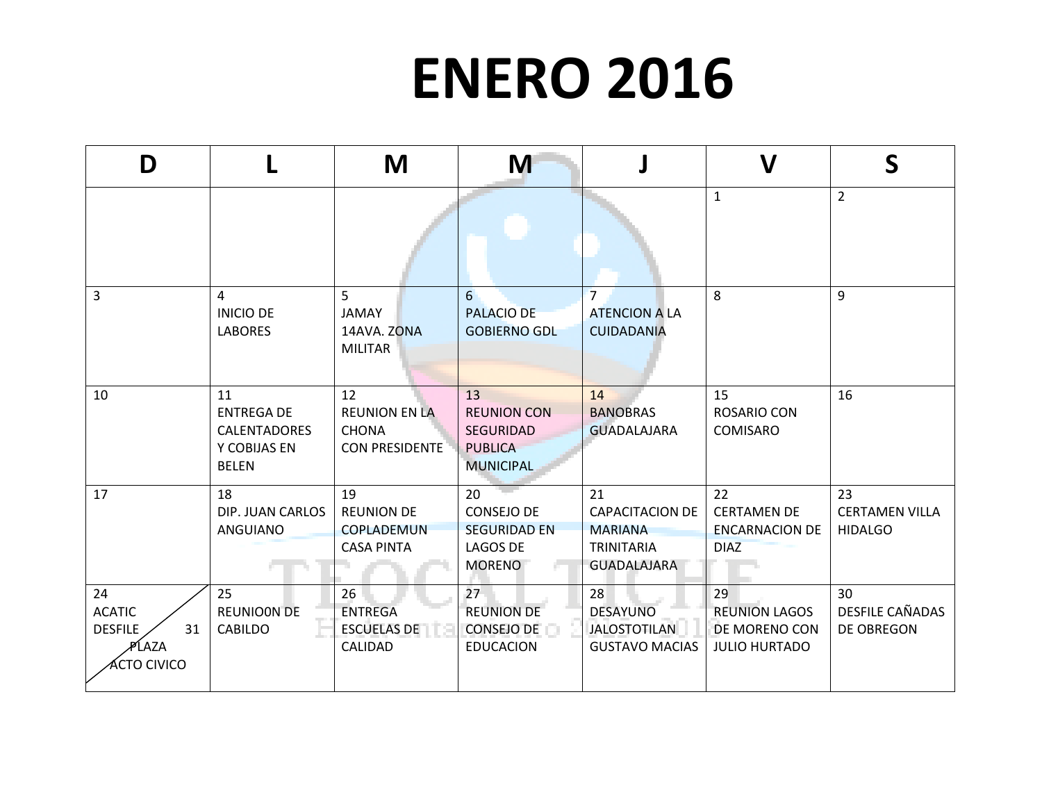# ENERO 2016

| D | L | M | M | J | V | S |
|---|---|---|---|---|---|---|
| | | | | | 1 | 2 |
| 3 | 4<br>INICIO DE LABORES | 5<br>JAMAY<br>14AVA. ZONA MILITAR | 6<br>PALACIO DE GOBIERNO GDL | 7<br>ATENCION A LA CUIDADANIA | 8 | 9 |
| 10 | 11<br>ENTREGA DE CALENTADORES Y COBIJAS EN BELEN | 12<br>REUNION EN LA CHONA<br>CON PRESIDENTE | 13<br>REUNION CON SEGURIDAD PUBLICA MUNICIPAL | 14<br>BANOBRAS GUADALAJARA | 15<br>ROSARIO CON COMISARO | 16 |
| 17 | 18<br>DIP. JUAN CARLOS ANGUIANO | 19<br>REUNION DE COPLADEMUN CASA PINTA | 20<br>CONSEJO DE SEGURIDAD EN LAGOS DE MORENO | 21<br>CAPACITACION DE MARIANA TRINITARIA GUADALAJARA | 22<br>CERTAMEN DE ENCARNACION DE DIAZ | 23<br>CERTAMEN VILLA HIDALGO |
| 24<br>ACATIC<br>DESFILE / 31<br>PLAZA<br>ACTO CIVICO | 25<br>REUNIO0N DE CABILDO | 26<br>ENTREGA ESCUELAS DE CALIDAD | 27<br>REUNION DE CONSEJO DE EDUCACION | 28<br>DESAYUNO JALOSTOTILAN GUSTAVO MACIAS | 29<br>REUNION LAGOS DE MORENO CON JULIO HURTADO | 30<br>DESFILE CAÑADAS DE OBREGON |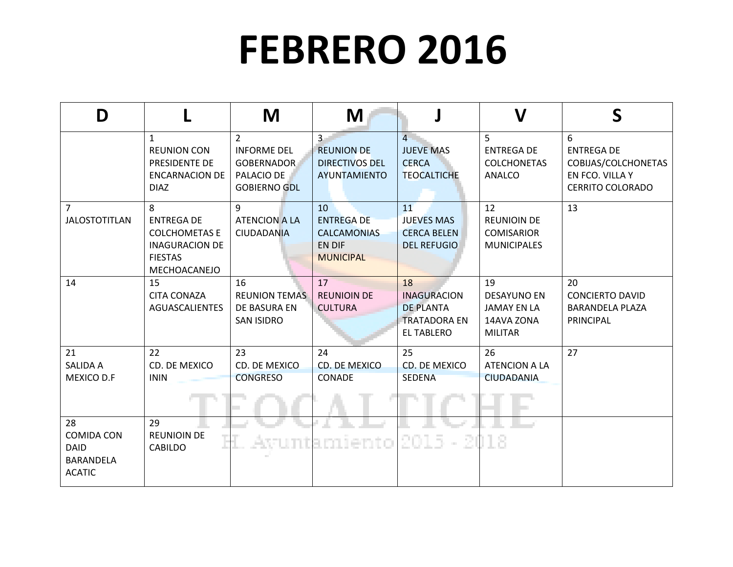# FEBRERO 2016

| D | L | M | M | J | V | S |
|---|---|---|---|---|---|---|
| | 1 REUNION CON PRESIDENTE DE ENCARNACION DE DIAZ | 2 INFORME DEL GOBERNADOR PALACIO DE GOBIERNO GDL | 3 REUNION DE DIRECTIVOS DEL AYUNTAMIENTO | 4 JUEVE MAS CERCA TEOCALTICHE | 5 ENTREGA DE COLCHONETAS ANALCO | 6 ENTREGA DE COBIJAS/COLCHONETAS EN FCO. VILLA Y CERRITO COLORADO |
| 7 JALOSTOTITLAN | 8 ENTREGA DE COLCHOMETAS E INAGURACION DE FIESTAS MECHOACANEJO | 9 ATENCION A LA CIUDADANIA | 10 ENTREGA DE CALCAMONIAS EN DIF MUNICIPAL | 11 JUEVES MAS CERCA BELEN DEL REFUGIO | 12 REUNIOIN DE COMISARIOR MUNICIPALES | 13 |
| 14 | 15 CITA CONAZA AGUASCALIENTES | 16 REUNION TEMAS DE BASURA EN SAN ISIDRO | 17 REUNIOIN DE CULTURA | 18 INAGURACION DE PLANTA TRATADORA EN EL TABLERO | 19 DESAYUNO EN JAMAY EN LA 14AVA ZONA MILITAR | 20 CONCIERTO DAVID BARANDELA PLAZA PRINCIPAL |
| 21 SALIDA A MEXICO D.F | 22 CD. DE MEXICO ININ | 23 CD. DE MEXICO CONGRESO | 24 CD. DE MEXICO CONADE | 25 CD. DE MEXICO SEDENA | 26 ATENCION A LA CIUDADANIA | 27 |
| 28 COMIDA CON DAID BARANDELA ACATIC | 29 REUNIOIN DE CABILDO | | | | | |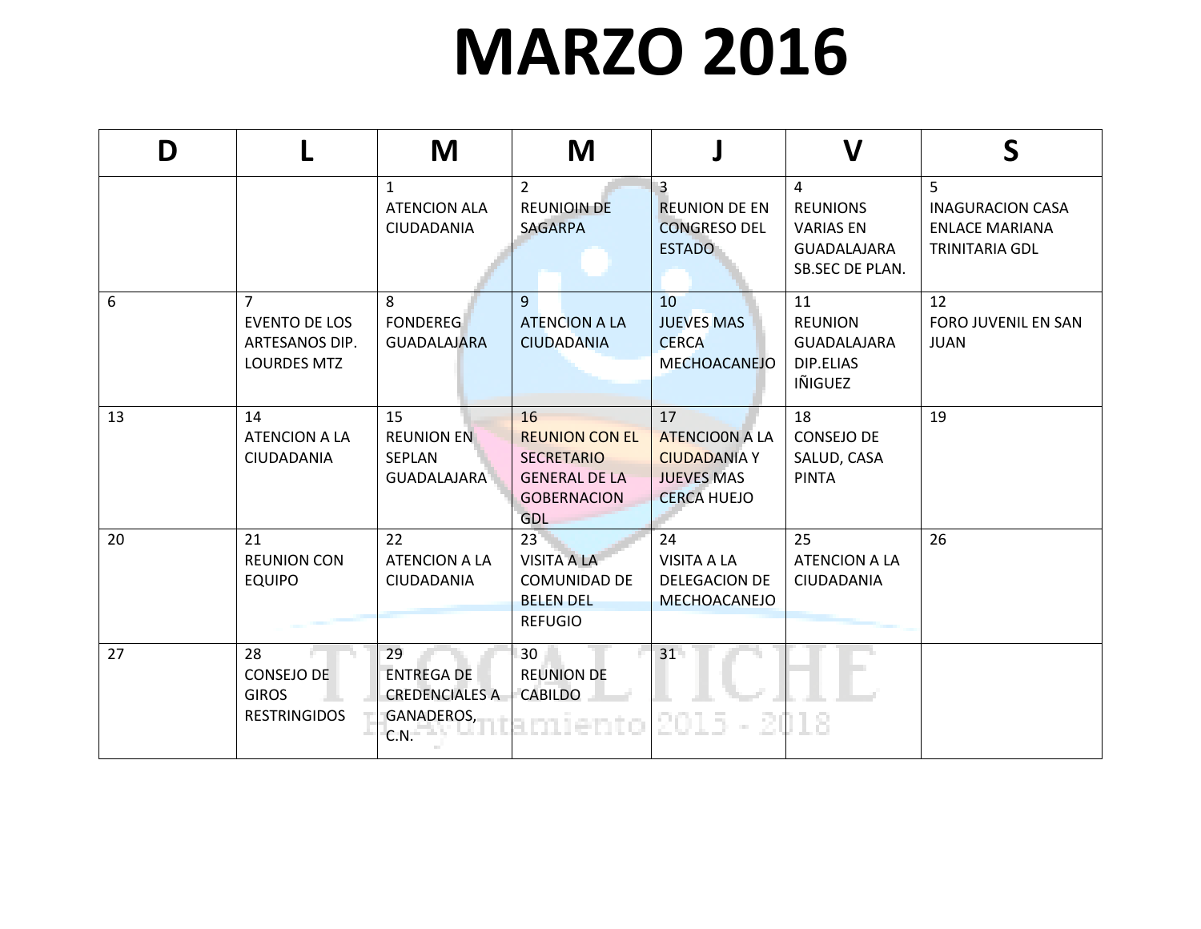# MARZO 2016

| D | L | M | M | J | V | S |
|---|---|---|---|---|---|---|
| | | 1 ATENCION ALA CIUDADANIA | 2 REUNIOIN DE SAGARPA | 3 REUNION DE EN CONGRESO DEL ESTADO | 4 REUNIONS VARIAS EN GUADALAJARA SB.SEC DE PLAN. | 5 INAGURACION CASA ENLACE MARIANA TRINITARIA GDL |
| 6 | 7 EVENTO DE LOS ARTESANOS DIP. LOURDES MTZ | 8 FONDEREG GUADALAJARA | 9 ATENCION A LA CIUDADANIA | 10 JUEVES MAS CERCA MECHOACANEJO | 11 REUNION GUADALAJARA DIP.ELIAS IÑIGUEZ | 12 FORO JUVENIL EN SAN JUAN |
| 13 | 14 ATENCION A LA CIUDADANIA | 15 REUNION EN SEPLAN GUADALAJARA | 16 REUNION CON EL SECRETARIO GENERAL DE LA GOBERNACION GDL | 17 ATENCIO0N A LA CIUDADANIA Y JUEVES MAS CERCA HUEJO | 18 CONSEJO DE SALUD, CASA PINTA | 19 |
| 20 | 21 REUNION CON EQUIPO | 22 ATENCION A LA CIUDADANIA | 23 VISITA A LA COMUNIDAD DE BELEN DEL REFUGIO | 24 VISITA A LA DELEGACION DE MECHOACANEJO | 25 ATENCION A LA CIUDADANIA | 26 |
| 27 | 28 CONSEJO DE GIROS RESTRINGIDOS | 29 ENTREGA DE CREDENCIALES A GANADEROS, C.N. | 30 REUNION DE CABILDO | 31 | | |